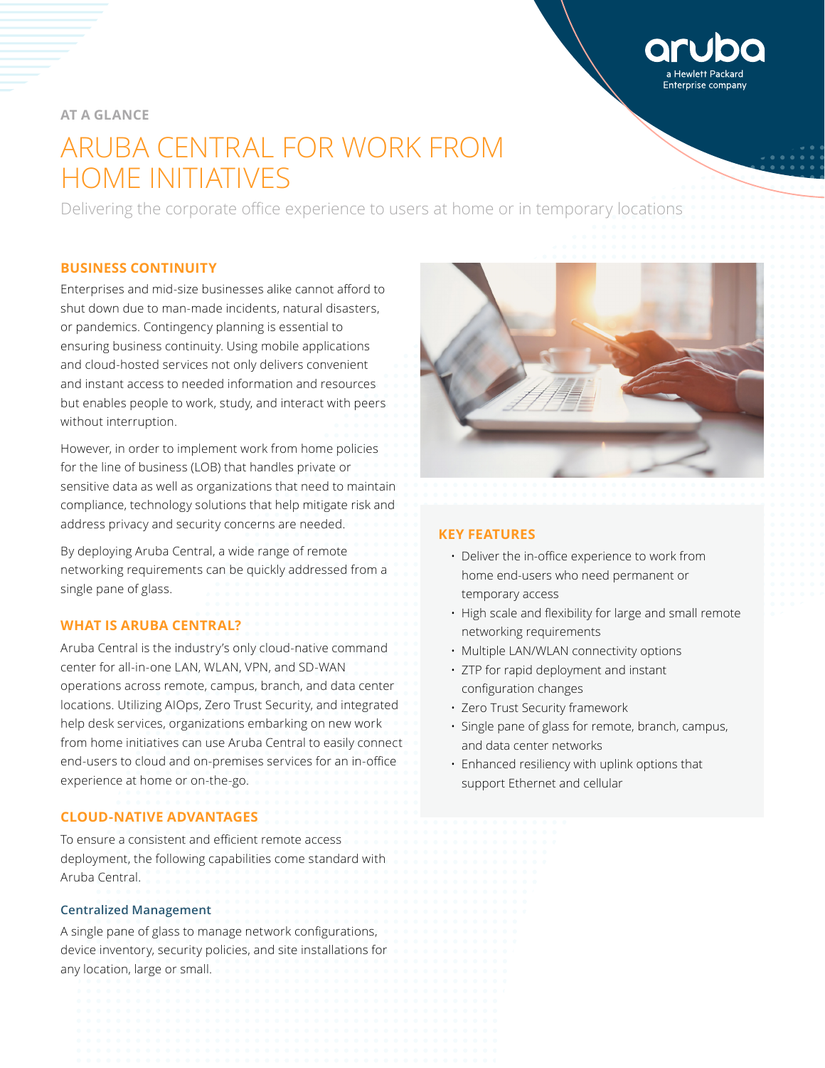AT A GLANCE

# ARUBA CENTRAL FOR WORK FROM HOME INITIATIVES

Delivering the corporate office experience to users at home or in temporary locations

## BUSINESS CONTINUITY

Enterprises and mid-size businesses alike cannot afford to shut down due to man-made incidents, natural disasters, or pandemics. Contingency planning is essential to ensuring business continuity. Using mobile applications and cloud-hosted services not only delivers convenient and instant access to needed information and resources but enables people to work, study, and interact with peers without interruption.

However, in order to implement work from home policies for the line of business (LOB) that handles private or sensitive data as well as organizations that need to maintain compliance, technology solutions that help mitigate risk and address privacy and security concerns are needed.

By deploying Aruba Central, a wide range of remote networking requirements can be quickly addressed from a single pane of glass.

## WHAT IS ARUBA CENTRAL?

Aruba Central is the industry's only cloud-native command center for all-in-one LAN, WLAN, VPN, and SD-WAN operations across remote, campus, branch, and data center locations. Utilizing AIOps, Zero Trust Security, and integrated help desk services, organizations embarking on new work from home initiatives can use Aruba Central to easily connect end-users to cloud and on-premises services for an in-office experience at home or on-the-go.

## CLOUD-NATIVE ADVANTAGES

To ensure a consistent and efficient remote access deployment, the following capabilities come standard with Aruba Central.

### Centralized Management

A single pane of glass to manage network configurations, device inventory, security policies, and site installations for any location, large or small.

## KEY FEATURES

- Deliver the in-office experience to work from home end-users who need permanent or temporary access
- High scale and flexibility for large and small remote networking requirements
- Multiple LAN/WLAN connectivity options
- ZTP for rapid deployment and instant configuration changes
- Zero Trust Security framework
- Single pane of glass for remote, branch, campus, and data center networks
- Enhanced resiliency with uplink options that support Ethernet and cellular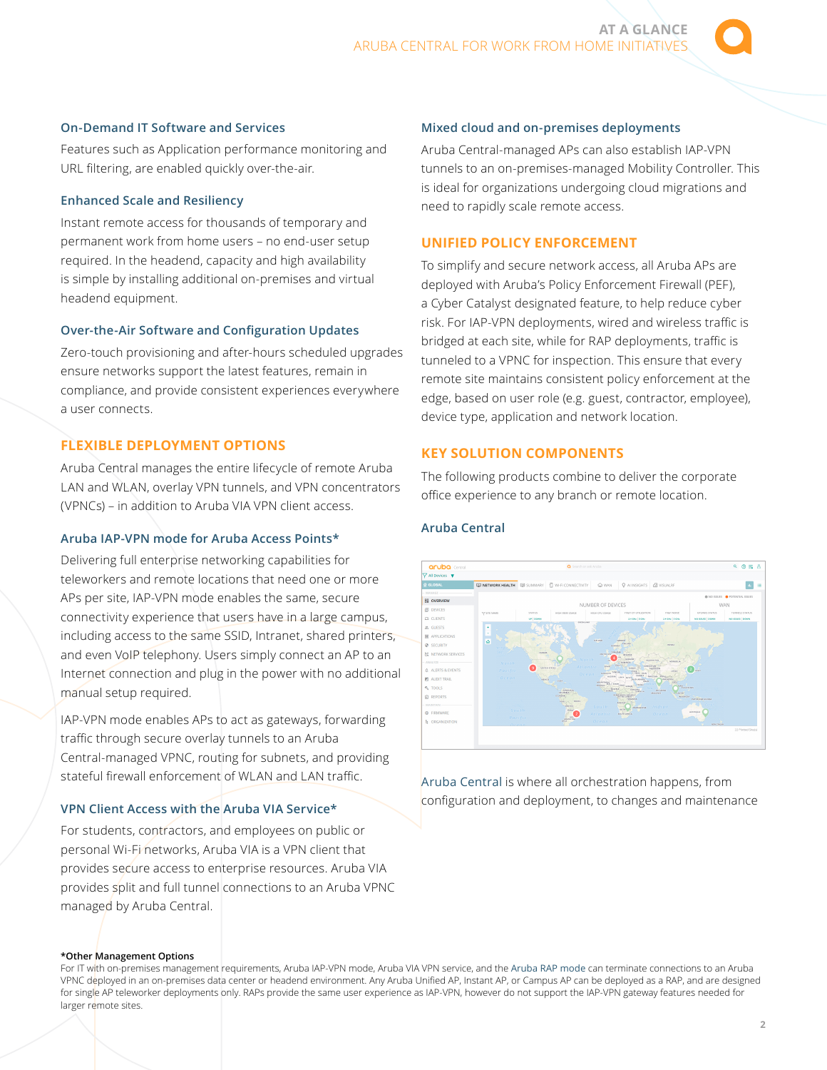### On-Demand IT Software and Services

Features such as Application performance monitoring and URL filtering, are enabled quickly over-the-air.

### Enhanced Scale and Resiliency

Instant remote access for thousands of temporary and permanent work from home users – no end-user setup required. In the headend, capacity and high availability is simple by installing additional on-premises and virtual headend equipment.

### Over-the-Air Software and Configuration Updates

Zero-touch provisioning and after-hours scheduled upgrades ensure networks support the latest features, remain in compliance, and provide consistent experiences everywhere a user connects.

## FLEXIBLE DEPLOYMENT OPTIONS

Aruba Central manages the entire lifecycle of remote Aruba LAN and WLAN, overlay VPN tunnels, and VPN concentrators (VPNCs) – in addition to Aruba VIA VPN client access.

### Aruba IAP-VPN mode for Aruba Access Points*

Delivering full enterprise networking capabilities for teleworkers and remote locations that need one or more APs per site, IAP-VPN mode enables the same, secure connectivity experience that users have in a large campus, including access to the same SSID, Intranet, shared printers, and even VoIP telephony. Users simply connect an AP to an Internet connection and plug in the power with no additional manual setup required.

IAP-VPN mode enables APs to act as gateways, forwarding traffic through secure overlay tunnels to an Aruba Central-managed VPNC, routing for subnets, and providing stateful firewall enforcement of WLAN and LAN traffic.

### VPN Client Access with the Aruba VIA Service*

For students, contractors, and employees on public or personal Wi-Fi networks, Aruba VIA is a VPN client that provides secure access to enterprise resources. Aruba VIA provides split and full tunnel connections to an Aruba VPNC managed by Aruba Central.

### Mixed cloud and on-premises deployments

Aruba Central-managed APs can also establish IAP-VPN tunnels to an on-premises-managed Mobility Controller. This is ideal for organizations undergoing cloud migrations and need to rapidly scale remote access.

## UNIFIED POLICY ENFORCEMENT

To simplify and secure network access, all Aruba APs are deployed with Aruba's Policy Enforcement Firewall (PEF), a Cyber Catalyst designated feature, to help reduce cyber risk. For IAP-VPN deployments, wired and wireless traffic is bridged at each site, while for RAP deployments, traffic is tunneled to a VPNC for inspection. This ensure that every remote site maintains consistent policy enforcement at the edge, based on user role (e.g. guest, contractor, employee), device type, application and network location.

## KEY SOLUTION COMPONENTS

The following products combine to deliver the corporate office experience to any branch or remote location.

### Aruba Central

Aruba Central is where all orchestration happens, from configuration and deployment, to changes and maintenance

**\*Other Management Options**

For IT with on-premises management requirements, Aruba IAP-VPN mode, Aruba VIA VPN service, and the Aruba RAP mode can terminate connections to an Aruba VPNC deployed in an on-premises data center or headend environment. Any Aruba Unified AP, Instant AP, or Campus AP can be deployed as a RAP, and are designed for single AP teleworker deployments only. RAPs provide the same user experience as IAP-VPN, however do not support the IAP-VPN gateway features needed for larger remote sites.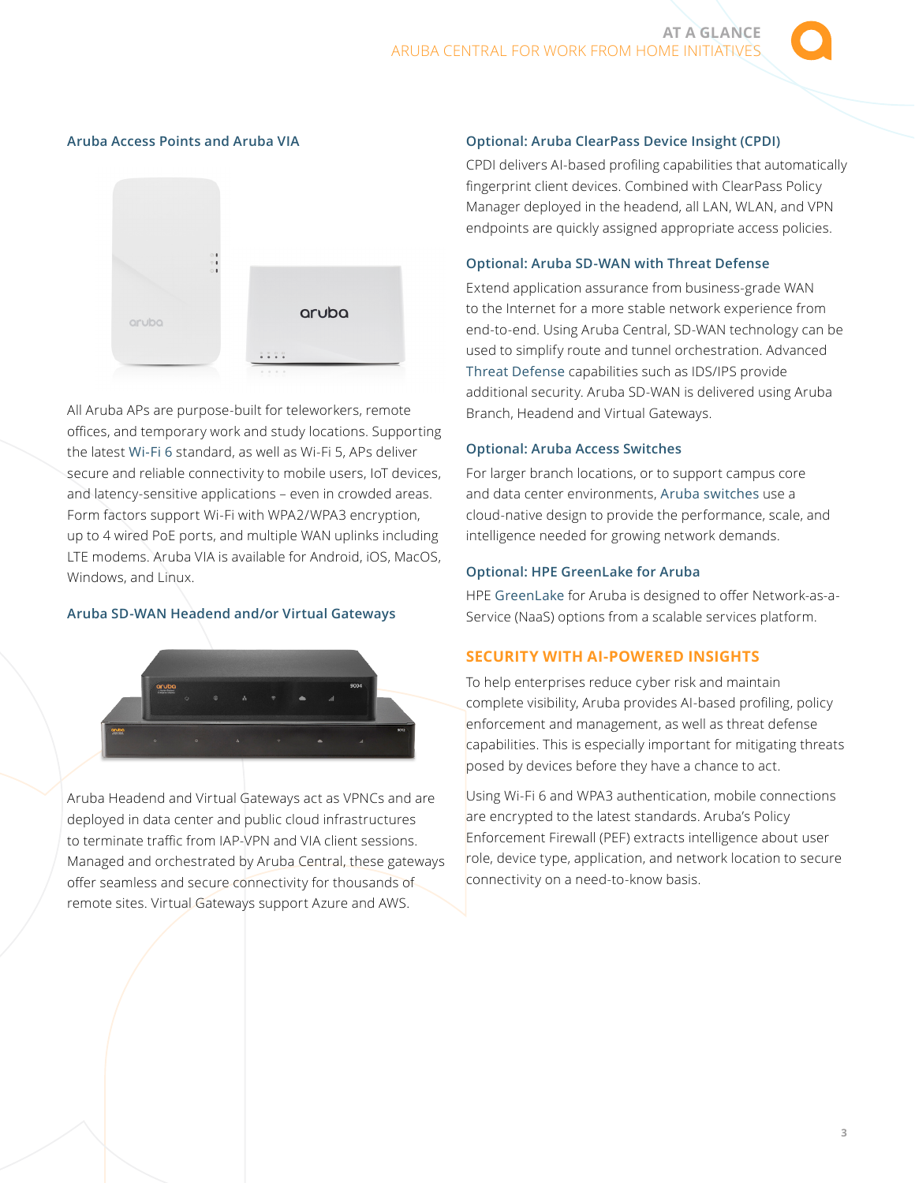### Aruba Access Points and Aruba VIA

All Aruba APs are purpose-built for teleworkers, remote offices, and temporary work and study locations. Supporting the latest Wi-Fi 6 standard, as well as Wi-Fi 5, APs deliver secure and reliable connectivity to mobile users, IoT devices, and latency-sensitive applications – even in crowded areas. Form factors support Wi-Fi with WPA2/WPA3 encryption, up to 4 wired PoE ports, and multiple WAN uplinks including LTE modems. Aruba VIA is available for Android, iOS, MacOS, Windows, and Linux.

### Aruba SD-WAN Headend and/or Virtual Gateways

Aruba Headend and Virtual Gateways act as VPNCs and are deployed in data center and public cloud infrastructures to terminate traffic from IAP-VPN and VIA client sessions. Managed and orchestrated by Aruba Central, these gateways offer seamless and secure connectivity for thousands of remote sites. Virtual Gateways support Azure and AWS.

### Optional: Aruba ClearPass Device Insight (CPDI)

CPDI delivers AI-based profiling capabilities that automatically fingerprint client devices. Combined with ClearPass Policy Manager deployed in the headend, all LAN, WLAN, and VPN endpoints are quickly assigned appropriate access policies.

### Optional: Aruba SD-WAN with Threat Defense

Extend application assurance from business-grade WAN to the Internet for a more stable network experience from end-to-end. Using Aruba Central, SD-WAN technology can be used to simplify route and tunnel orchestration. Advanced Threat Defense capabilities such as IDS/IPS provide additional security. Aruba SD-WAN is delivered using Aruba Branch, Headend and Virtual Gateways.

### Optional: Aruba Access Switches

For larger branch locations, or to support campus core and data center environments, Aruba switches use a cloud-native design to provide the performance, scale, and intelligence needed for growing network demands.

### Optional: HPE GreenLake for Aruba

HPE GreenLake for Aruba is designed to offer Network-as-a-Service (NaaS) options from a scalable services platform.

## SECURITY WITH AI-POWERED INSIGHTS

To help enterprises reduce cyber risk and maintain complete visibility, Aruba provides AI-based profiling, policy enforcement and management, as well as threat defense capabilities. This is especially important for mitigating threats posed by devices before they have a chance to act.

Using Wi-Fi 6 and WPA3 authentication, mobile connections are encrypted to the latest standards. Aruba's Policy Enforcement Firewall (PEF) extracts intelligence about user role, device type, application, and network location to secure connectivity on a need-to-know basis.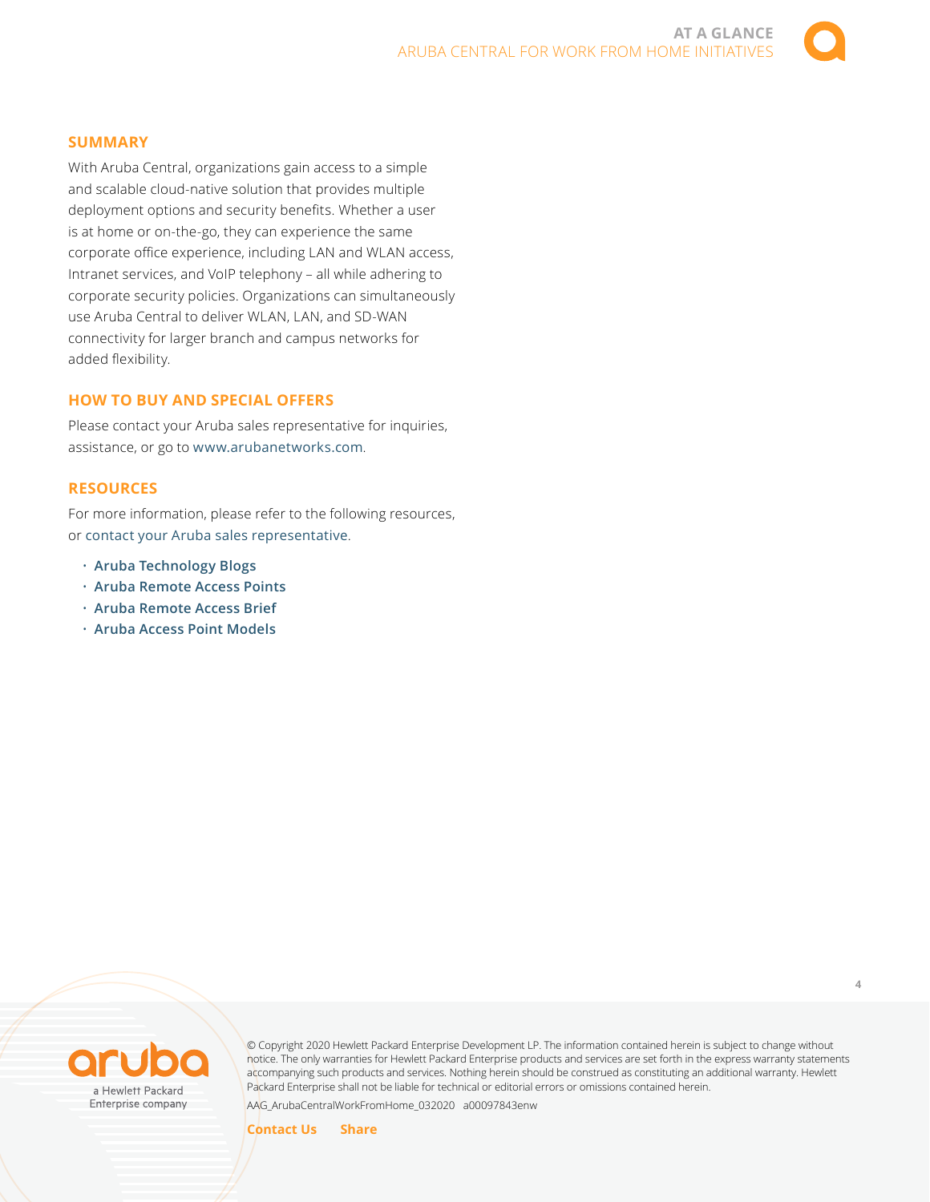## SUMMARY

With Aruba Central, organizations gain access to a simple and scalable cloud-native solution that provides multiple deployment options and security benefits. Whether a user is at home or on-the-go, they can experience the same corporate office experience, including LAN and WLAN access, Intranet services, and VoIP telephony – all while adhering to corporate security policies. Organizations can simultaneously use Aruba Central to deliver WLAN, LAN, and SD-WAN connectivity for larger branch and campus networks for added flexibility.

## HOW TO BUY AND SPECIAL OFFERS

Please contact your Aruba sales representative for inquiries, assistance, or go to www.arubanetworks.com.

## RESOURCES

For more information, please refer to the following resources, or contact your Aruba sales representative.

- **Aruba Technology Blogs**
- **Aruba Remote Access Points**
- **Aruba Remote Access Brief**
- **Aruba Access Point Models**

aruba
a Hewlett Packard Enterprise company

© Copyright 2020 Hewlett Packard Enterprise Development LP. The information contained herein is subject to change without notice. The only warranties for Hewlett Packard Enterprise products and services are set forth in the express warranty statements accompanying such products and services. Nothing herein should be construed as constituting an additional warranty. Hewlett Packard Enterprise shall not be liable for technical or editorial errors or omissions contained herein.

AAG_ArubaCentralWorkFromHome_032020 a00097843enw

**Contact Us** **Share**